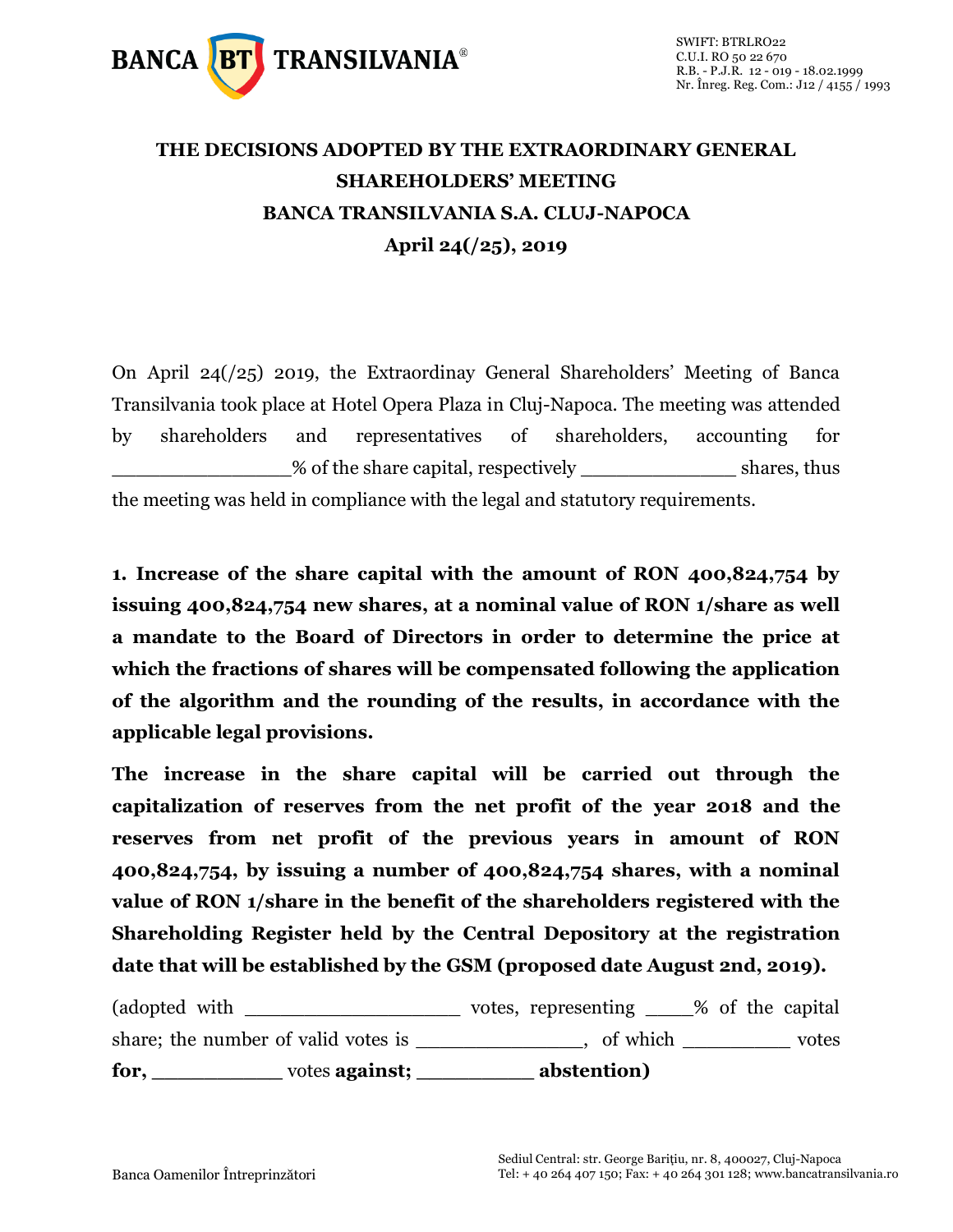# THE DECISIONS ADOPTED BY THE EXTRAORDINARY GENERAL SHAREHOLDERS' MEETING BANCA TRANSILVANIA S.A. CLUJ-NAPOCA April 24(/25), 2019

On April 24(/25) 2019, the Extraordinay General Shareholders' Meeting of Banca Transilvania took place at Hotel Opera Plaza in Cluj-Napoca. The meeting was attended by shareholders and representatives of shareholders, accounting for ________________% of the share capital, respectively ______________ shares, thus the meeting was held in compliance with the legal and statutory requirements.

**1. Increase of the share capital with the amount of RON 400,824,754 by issuing 400,824,754 new shares, at a nominal value of RON 1/share as well a mandate to the Board of Directors in order to determine the price at which the fractions of shares will be compensated following the application of the algorithm and the rounding of the results, in accordance with the applicable legal provisions.**

**The increase in the share capital will be carried out through the capitalization of reserves from the net profit of the year 2018 and the reserves from net profit of the previous years in amount of RON 400,824,754, by issuing a number of 400,824,754 shares, with a nominal value of RON 1/share in the benefit of the shareholders registered with the Shareholding Register held by the Central Depository at the registration date that will be established by the GSM (proposed date August 2nd, 2019).**

(adopted with ___________________ votes, representing ____% of the capital share; the number of valid votes is ________________, of which __________ votes **for,** ___________ votes **against;** __________ **abstention)**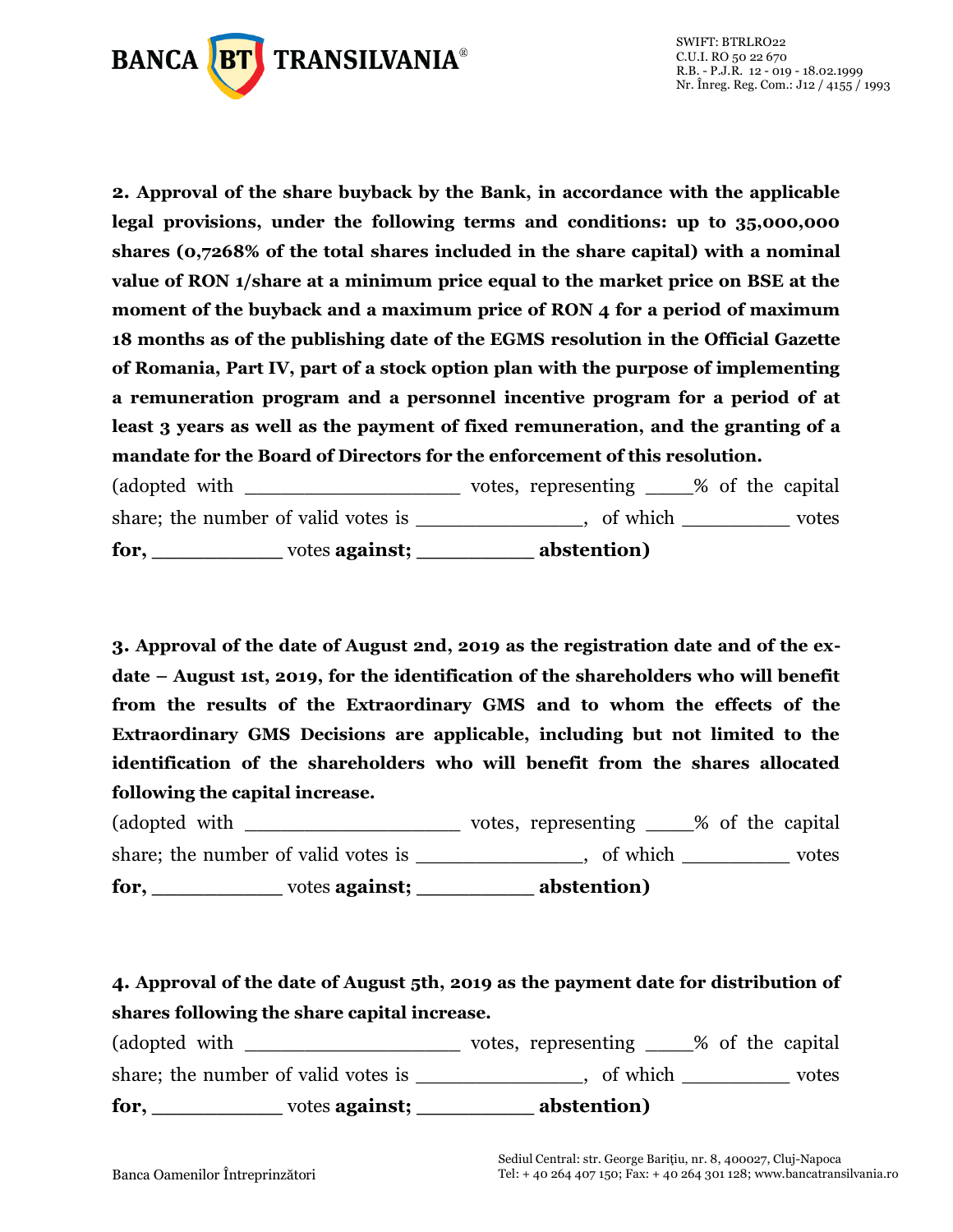**2. Approval of the share buyback by the Bank, in accordance with the applicable legal provisions, under the following terms and conditions: up to 35,000,000 shares (0,7268% of the total shares included in the share capital) with a nominal value of RON 1/share at a minimum price equal to the market price on BSE at the moment of the buyback and a maximum price of RON 4 for a period of maximum 18 months as of the publishing date of the EGMS resolution in the Official Gazette of Romania, Part IV, part of a stock option plan with the purpose of implementing a remuneration program and a personnel incentive program for a period of at least 3 years as well as the payment of fixed remuneration, and the granting of a mandate for the Board of Directors for the enforcement of this resolution.**

(adopted with __________________ votes, representing ____% of the capital share; the number of valid votes is _______________, of which __________ votes **for,** ___________ votes **against;** __________ **abstention)**

**3. Approval of the date of August 2nd, 2019 as the registration date and of the ex-date – August 1st, 2019, for the identification of the shareholders who will benefit from the results of the Extraordinary GMS and to whom the effects of the Extraordinary GMS Decisions are applicable, including but not limited to the identification of the shareholders who will benefit from the shares allocated following the capital increase.**

(adopted with __________________ votes, representing ____% of the capital share; the number of valid votes is _______________, of which __________ votes **for,** ___________ votes **against;** __________ **abstention)**

**4. Approval of the date of August 5th, 2019 as the payment date for distribution of shares following the share capital increase.**

(adopted with __________________ votes, representing ____% of the capital share; the number of valid votes is _______________, of which __________ votes **for,** ___________ votes **against;** __________ **abstention)**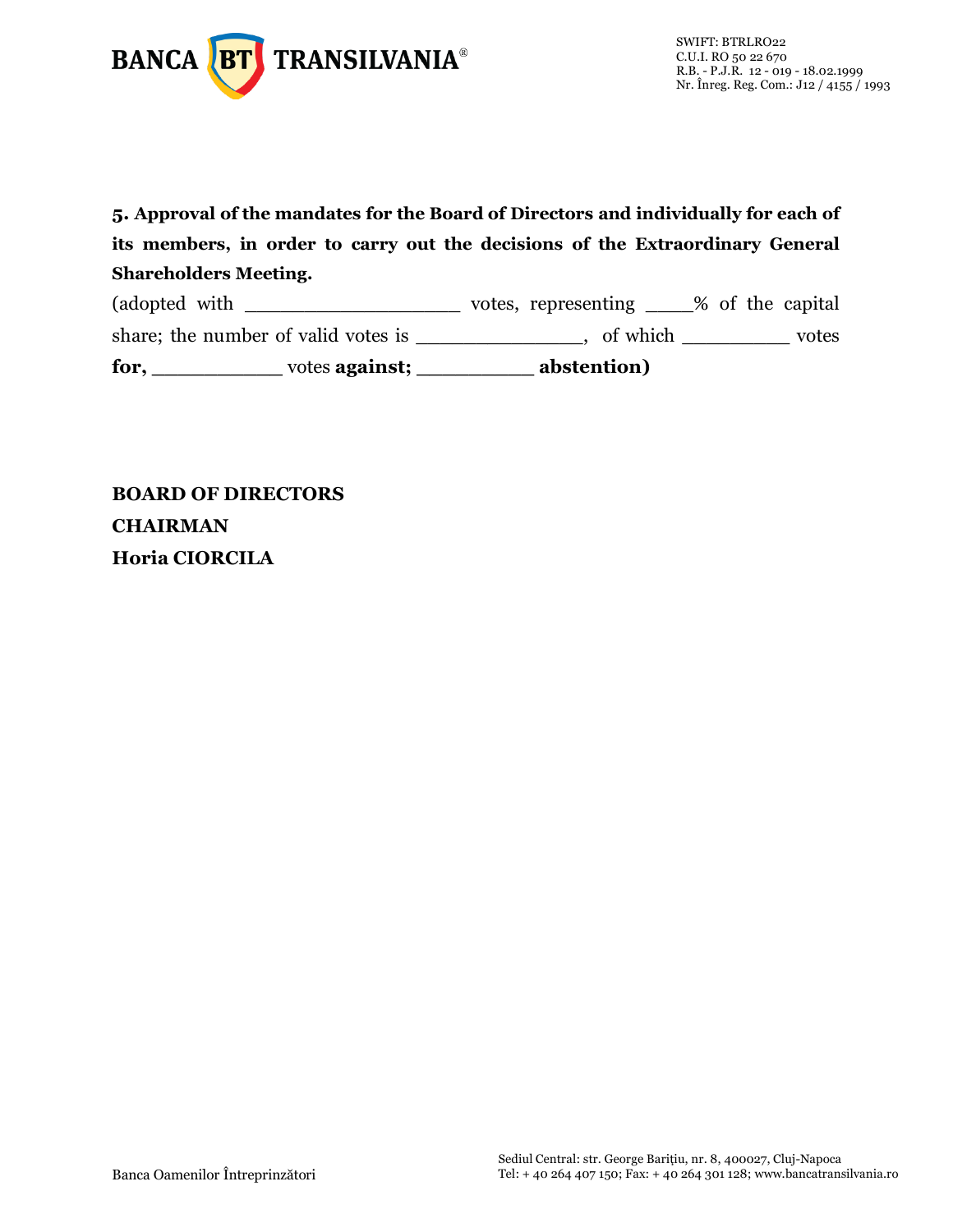**5. Approval of the mandates for the Board of Directors and individually for each of its members, in order to carry out the decisions of the Extraordinary General Shareholders Meeting.**

(adopted with __________________ votes, representing ____% of the capital share; the number of valid votes is _______________, of which _________ votes **for,** __________ votes **against;** _________ **abstention)**

**BOARD OF DIRECTORS**
**CHAIRMAN**
**Horia CIORCILA**